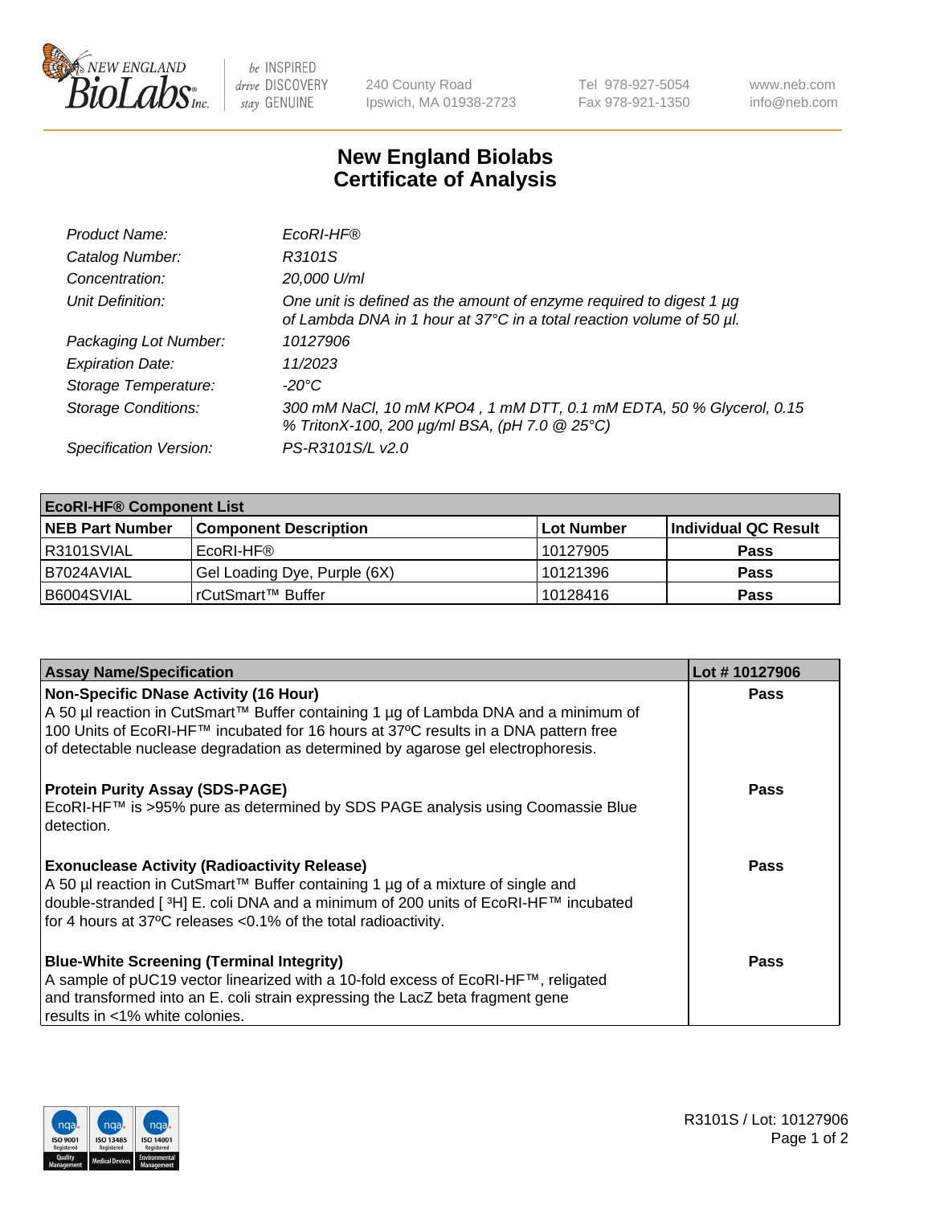# New England Biolabs Certificate of Analysis

| | |
|---|---|
| *Product Name:* | *EcoRI-HF®* |
| *Catalog Number:* | *R3101S* |
| *Concentration:* | *20,000 U/ml* |
| *Unit Definition:* | *One unit is defined as the amount of enzyme required to digest 1 µg of Lambda DNA in 1 hour at 37°C in a total reaction volume of 50 µl.* |
| *Packaging Lot Number:* | *10127906* |
| *Expiration Date:* | *11/2023* |
| *Storage Temperature:* | *-20°C* |
| *Storage Conditions:* | *300 mM NaCl, 10 mM KPO4 , 1 mM DTT, 0.1 mM EDTA, 50 % Glycerol, 0.15 % TritonX-100, 200 µg/ml BSA, (pH 7.0 @ 25°C)* |
| *Specification Version:* | *PS-R3101S/L v2.0* |

| **EcoRI-HF® Component List** | | | |
|---|---|---|---|
| **NEB Part Number** | **Component Description** | **Lot Number** | **Individual QC Result** |
| R3101SVIAL | EcoRI-HF® | 10127905 | **Pass** |
| B7024AVIAL | Gel Loading Dye, Purple (6X) | 10121396 | **Pass** |
| B6004SVIAL | rCutSmart™ Buffer | 10128416 | **Pass** |

| **Assay Name/Specification** | **Lot # 10127906** |
|---|---|
| **Non-Specific DNase Activity (16 Hour)**<br>A 50 µl reaction in CutSmart™ Buffer containing 1 µg of Lambda DNA and a minimum of 100 Units of EcoRI-HF™ incubated for 16 hours at 37ºC results in a DNA pattern free of detectable nuclease degradation as determined by agarose gel electrophoresis. | **Pass** |
| **Protein Purity Assay (SDS-PAGE)**<br>EcoRI-HF™ is >95% pure as determined by SDS PAGE analysis using Coomassie Blue detection. | **Pass** |
| **Exonuclease Activity (Radioactivity Release)**<br>A 50 µl reaction in CutSmart™ Buffer containing 1 µg of a mixture of single and double-stranded [ $^{3}$H] E. coli DNA and a minimum of 200 units of EcoRI-HF™ incubated for 4 hours at 37ºC releases <0.1% of the total radioactivity. | **Pass** |
| **Blue-White Screening (Terminal Integrity)**<br>A sample of pUC19 vector linearized with a 10-fold excess of EcoRI-HF™, religated and transformed into an E. coli strain expressing the LacZ beta fragment gene results in <1% white colonies. | **Pass** |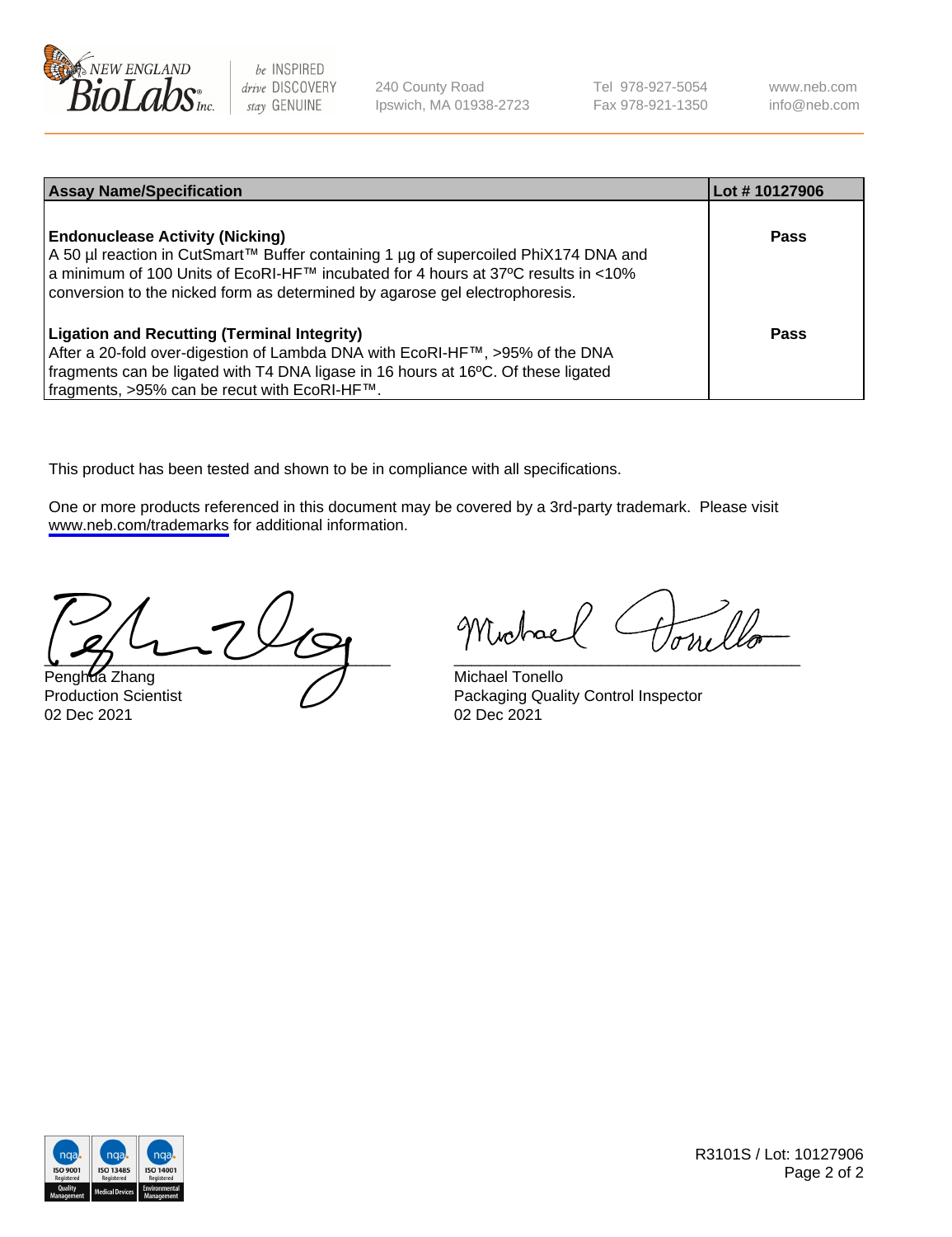240 County Road
Ipswich, MA 01938-2723

Tel 978-927-5054
Fax 978-921-1350

www.neb.com
info@neb.com

| Assay Name/Specification | Lot # 10127906 |
| --- | --- |
| **Endonuclease Activity (Nicking)**<br>A 50 µl reaction in CutSmart™ Buffer containing 1 µg of supercoiled PhiX174 DNA and a minimum of 100 Units of EcoRI-HF™ incubated for 4 hours at 37ºC results in <10% conversion to the nicked form as determined by agarose gel electrophoresis. | Pass |
| **Ligation and Recutting (Terminal Integrity)**<br>After a 20-fold over-digestion of Lambda DNA with EcoRI-HF™, >95% of the DNA fragments can be ligated with T4 DNA ligase in 16 hours at 16ºC. Of these ligated fragments, >95% can be recut with EcoRI-HF™. | Pass |

This product has been tested and shown to be in compliance with all specifications.

One or more products referenced in this document may be covered by a 3rd-party trademark. Please visit www.neb.com/trademarks for additional information.

Penghua Zhang
Production Scientist
02 Dec 2021

Michael Tonello
Packaging Quality Control Inspector
02 Dec 2021

R3101S / Lot: 10127906